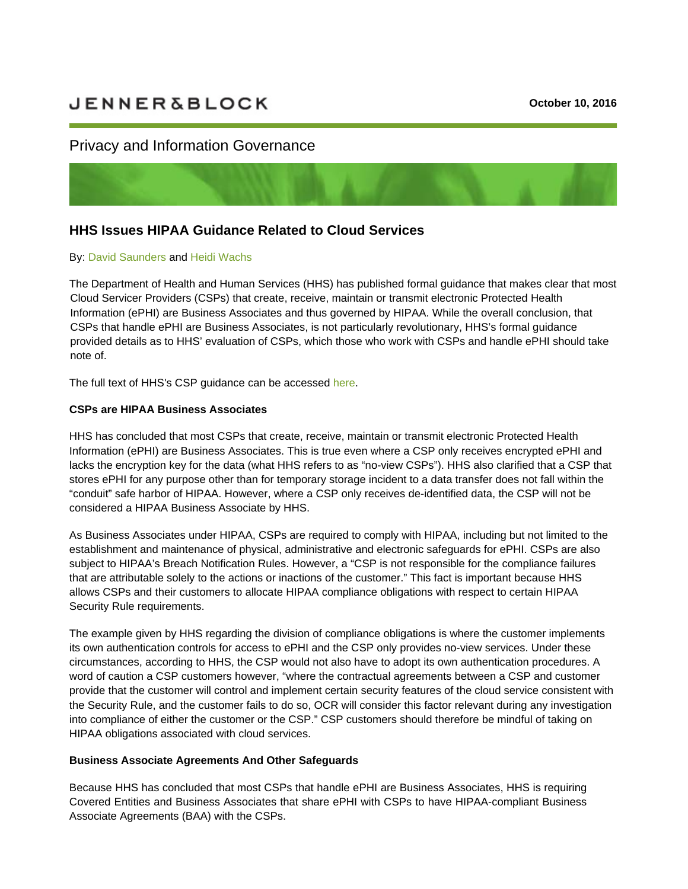JENNER&BLOCK

October 10, 2016

Privacy and Information Governance

## HHS Issues HIPAA Guidance Related to Cloud Services

By: David Saunders and Heidi Wachs

The Department of Health and Human Services (HHS) has published formal guidance that makes clear that most Cloud Servicer Providers (CSPs) that create, receive, maintain or transmit electronic Protected Health Information (ePHI) are Business Associates and thus governed by HIPAA. While the overall conclusion, that CSPs that handle ePHI are Business Associates, is not particularly revolutionary, HHS's formal guidance provided details as to HHS' evaluation of CSPs, which those who work with CSPs and handle ePHI should take note of.

The full text of HHS's CSP guidance can be accessed here.

**CSPs are HIPAA Business Associates**

HHS has concluded that most CSPs that create, receive, maintain or transmit electronic Protected Health Information (ePHI) are Business Associates. This is true even where a CSP only receives encrypted ePHI and lacks the encryption key for the data (what HHS refers to as "no-view CSPs"). HHS also clarified that a CSP that stores ePHI for any purpose other than for temporary storage incident to a data transfer does not fall within the "conduit" safe harbor of HIPAA. However, where a CSP only receives de-identified data, the CSP will not be considered a HIPAA Business Associate by HHS.

As Business Associates under HIPAA, CSPs are required to comply with HIPAA, including but not limited to the establishment and maintenance of physical, administrative and electronic safeguards for ePHI. CSPs are also subject to HIPAA's Breach Notification Rules. However, a "CSP is not responsible for the compliance failures that are attributable solely to the actions or inactions of the customer." This fact is important because HHS allows CSPs and their customers to allocate HIPAA compliance obligations with respect to certain HIPAA Security Rule requirements.

The example given by HHS regarding the division of compliance obligations is where the customer implements its own authentication controls for access to ePHI and the CSP only provides no-view services. Under these circumstances, according to HHS, the CSP would not also have to adopt its own authentication procedures. A word of caution a CSP customers however, "where the contractual agreements between a CSP and customer provide that the customer will control and implement certain security features of the cloud service consistent with the Security Rule, and the customer fails to do so, OCR will consider this factor relevant during any investigation into compliance of either the customer or the CSP." CSP customers should therefore be mindful of taking on HIPAA obligations associated with cloud services.

**Business Associate Agreements And Other Safeguards**

Because HHS has concluded that most CSPs that handle ePHI are Business Associates, HHS is requiring Covered Entities and Business Associates that share ePHI with CSPs to have HIPAA-compliant Business Associate Agreements (BAA) with the CSPs.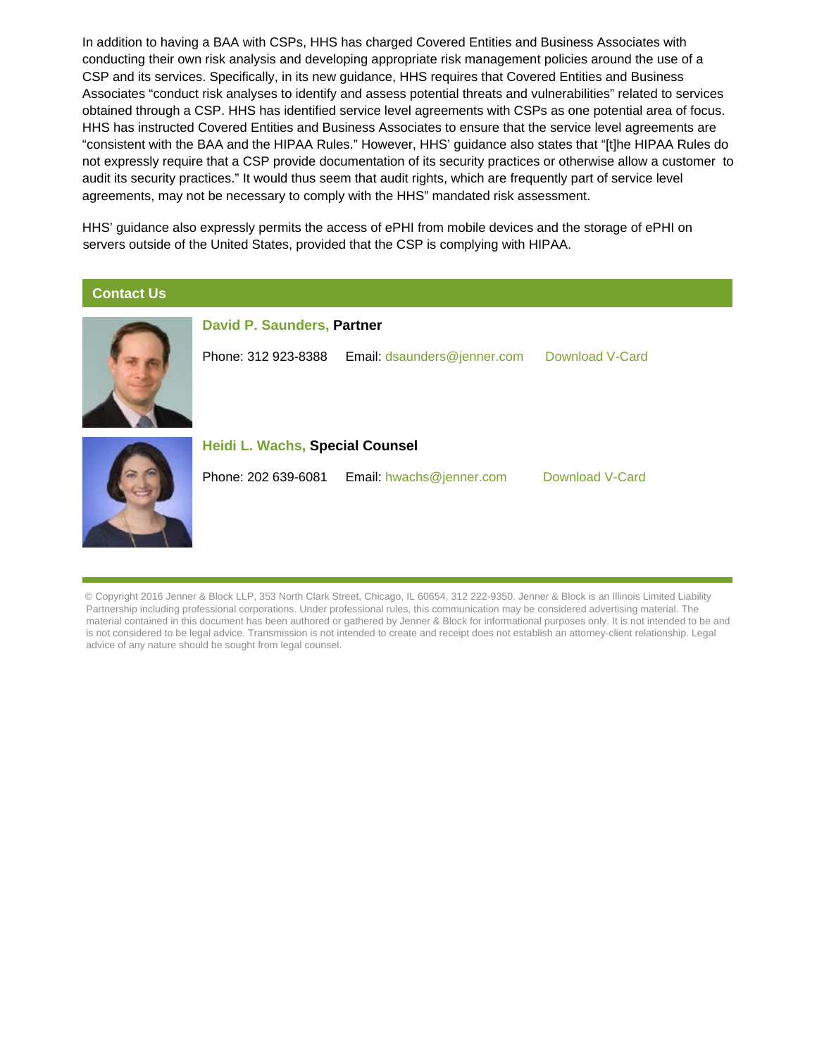In addition to having a BAA with CSPs, HHS has charged Covered Entities and Business Associates with conducting their own risk analysis and developing appropriate risk management policies around the use of a CSP and its services. Specifically, in its new guidance, HHS requires that Covered Entities and Business Associates "conduct risk analyses to identify and assess potential threats and vulnerabilities" related to services obtained through a CSP. HHS has identified service level agreements with CSPs as one potential area of focus. HHS has instructed Covered Entities and Business Associates to ensure that the service level agreements are "consistent with the BAA and the HIPAA Rules." However, HHS' guidance also states that "[t]he HIPAA Rules do not expressly require that a CSP provide documentation of its security practices or otherwise allow a customer to audit its security practices." It would thus seem that audit rights, which are frequently part of service level agreements, may not be necessary to comply with the HHS" mandated risk assessment.

HHS' guidance also expressly permits the access of ePHI from mobile devices and the storage of ePHI on servers outside of the United States, provided that the CSP is complying with HIPAA.

## Contact Us

**David P. Saunders, Partner**

Phone: 312 923-8388     Email: dsaunders@jenner.com     Download V-Card

**Heidi L. Wachs, Special Counsel**

Phone: 202 639-6081     Email: hwachs@jenner.com     Download V-Card

© Copyright 2016 Jenner & Block LLP, 353 North Clark Street, Chicago, IL 60654, 312 222-9350. Jenner & Block is an Illinois Limited Liability Partnership including professional corporations. Under professional rules, this communication may be considered advertising material. The material contained in this document has been authored or gathered by Jenner & Block for informational purposes only. It is not intended to be and is not considered to be legal advice. Transmission is not intended to create and receipt does not establish an attorney-client relationship. Legal advice of any nature should be sought from legal counsel.